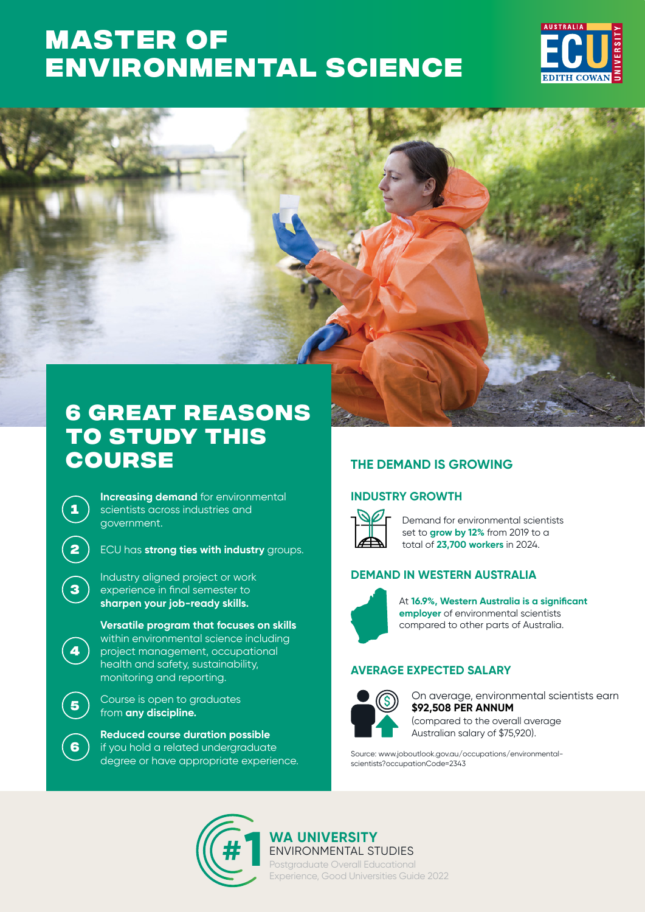# MASTER OF ENVIRONMENTAL SCIENCE

## 6 GREAT REASONS TO STUDY THIS COURSE

1. **Increasing demand** for environmental scientists across industries and government.
2. ECU has **strong ties with industry** groups.
3. Industry aligned project or work experience in final semester to **sharpen your job-ready skills.**
4. **Versatile program that focuses on skills** within environmental science including project management, occupational health and safety, sustainability, monitoring and reporting.
5. Course is open to graduates from **any discipline.**
6. **Reduced course duration possible** if you hold a related undergraduate degree or have appropriate experience.

## THE DEMAND IS GROWING

### INDUSTRY GROWTH

Demand for environmental scientists set to **grow by 12%** from 2019 to a total of **23,700 workers** in 2024.

### DEMAND IN WESTERN AUSTRALIA

At **16.9%, Western Australia is a significant employer** of environmental scientists compared to other parts of Australia.

### AVERAGE EXPECTED SALARY

On average, environmental scientists earn **$92,508 PER ANNUM** (compared to the overall average Australian salary of $75,920).

Source: www.joboutlook.gov.au/occupations/environmental-scientists?occupationCode=2343

**#1 WA UNIVERSITY**
ENVIRONMENTAL STUDIES
Postgraduate Overall Educational Experience, Good Universities Guide 2022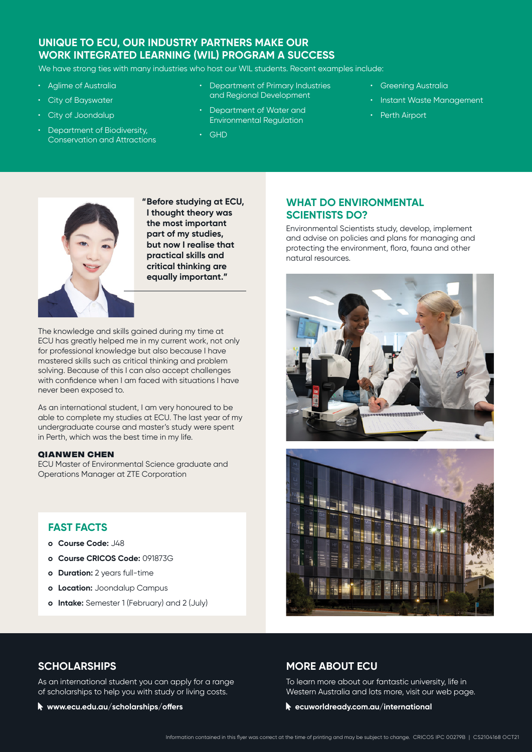## UNIQUE TO ECU, OUR INDUSTRY PARTNERS MAKE OUR WORK INTEGRATED LEARNING (WIL) PROGRAM A SUCCESS

We have strong ties with many industries who host our WIL students. Recent examples include:

- Aglime of Australia
- City of Bayswater
- City of Joondalup
- Department of Biodiversity, Conservation and Attractions
- Department of Primary Industries and Regional Development
- Department of Water and Environmental Regulation
- GHD
- Greening Australia
- Instant Waste Management
- Perth Airport

**"Before studying at ECU, I thought theory was the most important part of my studies, but now I realise that practical skills and critical thinking are equally important."**

The knowledge and skills gained during my time at ECU has greatly helped me in my current work, not only for professional knowledge but also because I have mastered skills such as critical thinking and problem solving. Because of this I can also accept challenges with confidence when I am faced with situations I have never been exposed to.

As an international student, I am very honoured to be able to complete my studies at ECU. The last year of my undergraduate course and master's study were spent in Perth, which was the best time in my life.

**QIANWEN CHEN**
ECU Master of Environmental Science graduate and Operations Manager at ZTE Corporation

### FAST FACTS

- **Course Code:** J48
- **Course CRICOS Code:** 091873G
- **Duration:** 2 years full-time
- **Location:** Joondalup Campus
- **Intake:** Semester 1 (February) and 2 (July)

## WHAT DO ENVIRONMENTAL SCIENTISTS DO?

Environmental Scientists study, develop, implement and advise on policies and plans for managing and protecting the environment, flora, fauna and other natural resources.

## SCHOLARSHIPS

As an international student you can apply for a range of scholarships to help you with study or living costs.

**www.ecu.edu.au/scholarships/offers**

## MORE ABOUT ECU

To learn more about our fantastic university, life in Western Australia and lots more, visit our web page.

**ecuworldready.com.au/international**

Information contained in this flyer was correct at the time of printing and may be subject to change. CRICOS IPC 00279B | CS2104168 OCT21